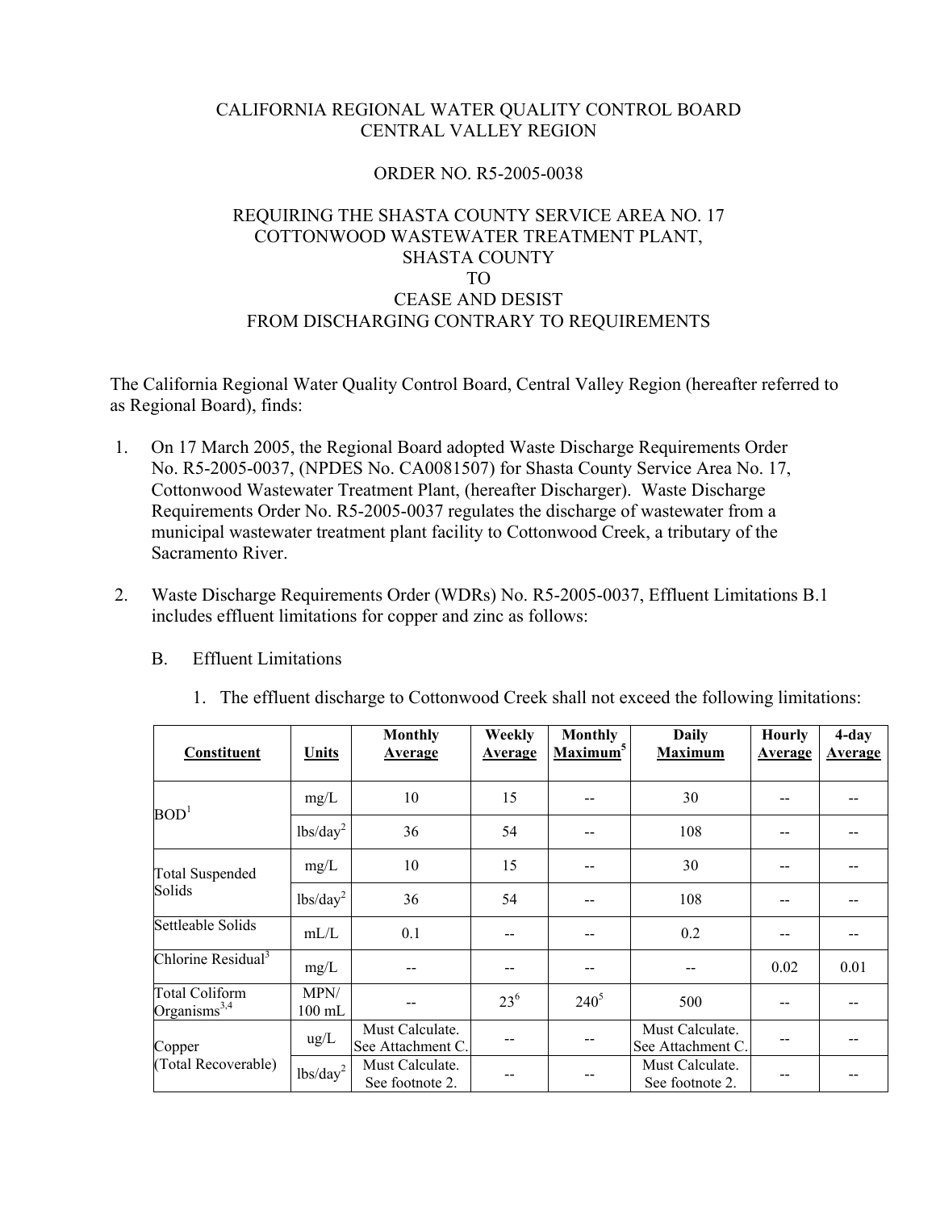CALIFORNIA REGIONAL WATER QUALITY CONTROL BOARD
CENTRAL VALLEY REGION

ORDER NO. R5-2005-0038

REQUIRING THE SHASTA COUNTY SERVICE AREA NO. 17
COTTONWOOD WASTEWATER TREATMENT PLANT,
SHASTA COUNTY
TO
CEASE AND DESIST
FROM DISCHARGING CONTRARY TO REQUIREMENTS

The California Regional Water Quality Control Board, Central Valley Region (hereafter referred to as Regional Board), finds:

1. On 17 March 2005, the Regional Board adopted Waste Discharge Requirements Order No. R5-2005-0037, (NPDES No. CA0081507) for Shasta County Service Area No. 17, Cottonwood Wastewater Treatment Plant, (hereafter Discharger). Waste Discharge Requirements Order No. R5-2005-0037 regulates the discharge of wastewater from a municipal wastewater treatment plant facility to Cottonwood Creek, a tributary of the Sacramento River.

2. Waste Discharge Requirements Order (WDRs) No. R5-2005-0037, Effluent Limitations B.1 includes effluent limitations for copper and zinc as follows:

   B. Effluent Limitations

      1. The effluent discharge to Cottonwood Creek shall not exceed the following limitations:

| Constituent | Units | Monthly Average | Weekly Average | Monthly Maximum[5] | Daily Maximum | Hourly Average | 4-day Average |
|---|---|---|---|---|---|---|---|
| BOD[1] | mg/L | 10 | 15 | -- | 30 | -- | -- |
| | lbs/day[2] | 36 | 54 | -- | 108 | -- | -- |
| Total Suspended Solids | mg/L | 10 | 15 | -- | 30 | -- | -- |
| | lbs/day[2] | 36 | 54 | -- | 108 | -- | -- |
| Settleable Solids | mL/L | 0.1 | -- | -- | 0.2 | -- | -- |
| Chlorine Residual[3] | mg/L | -- | -- | -- | -- | 0.02 | 0.01 |
| Total Coliform Organisms[3,4] | MPN/ 100 mL | -- | 23[6] | 240[5] | 500 | -- | -- |
| Copper (Total Recoverable) | ug/L | Must Calculate. See Attachment C. | -- | -- | Must Calculate. See Attachment C. | -- | -- |
| | lbs/day[2] | Must Calculate. See footnote 2. | -- | -- | Must Calculate. See footnote 2. | -- | -- |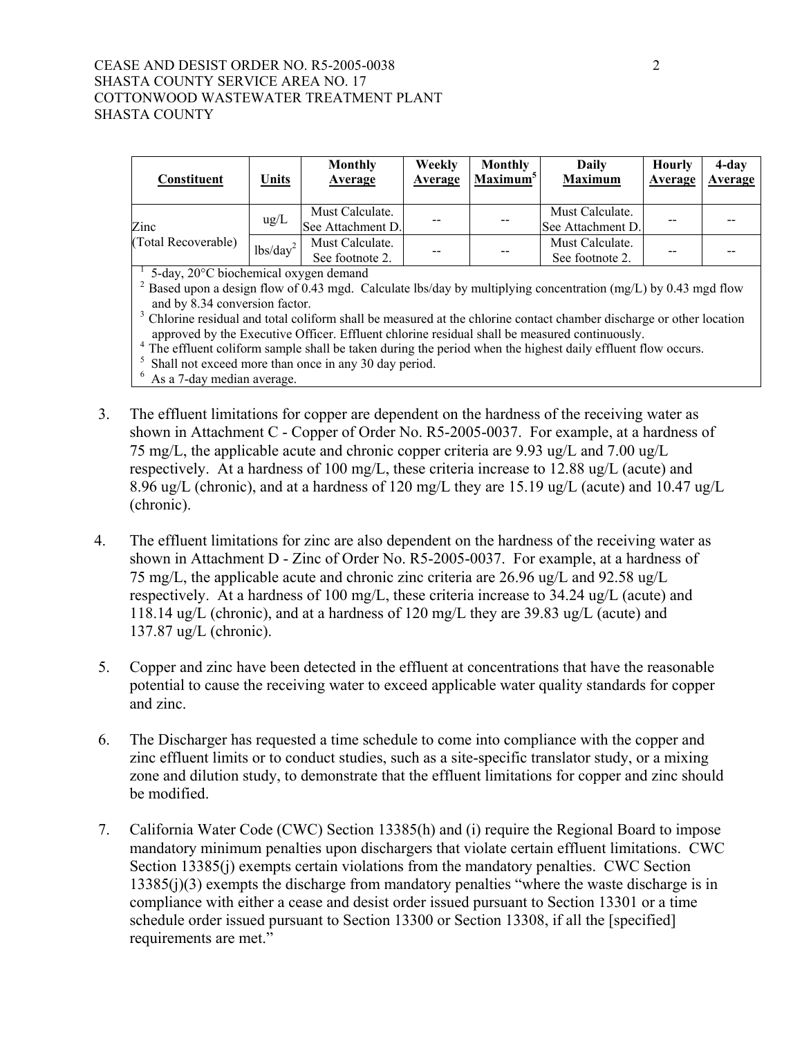| Constituent | Units | Monthly Average | Weekly Average | Monthly Maximum[5] | Daily Maximum | Hourly Average | 4-day Average |
|---|---|---|---|---|---|---|---|
| Zinc (Total Recoverable) | ug/L | Must Calculate. See Attachment D. | -- | -- | Must Calculate. See Attachment D. | -- | -- |
| | lbs/day[2] | Must Calculate. See footnote 2. | -- | -- | Must Calculate. See footnote 2. | -- | -- |

[1] 5-day, 20°C biochemical oxygen demand
[2] Based upon a design flow of 0.43 mgd. Calculate lbs/day by multiplying concentration (mg/L) by 0.43 mgd flow and by 8.34 conversion factor.
[3] Chlorine residual and total coliform shall be measured at the chlorine contact chamber discharge or other location approved by the Executive Officer. Effluent chlorine residual shall be measured continuously.
[4] The effluent coliform sample shall be taken during the period when the highest daily effluent flow occurs.
[5] Shall not exceed more than once in any 30 day period.
[6] As a 7-day median average.

3. The effluent limitations for copper are dependent on the hardness of the receiving water as shown in Attachment C - Copper of Order No. R5-2005-0037. For example, at a hardness of 75 mg/L, the applicable acute and chronic copper criteria are 9.93 ug/L and 7.00 ug/L respectively. At a hardness of 100 mg/L, these criteria increase to 12.88 ug/L (acute) and 8.96 ug/L (chronic), and at a hardness of 120 mg/L they are 15.19 ug/L (acute) and 10.47 ug/L (chronic).

4. The effluent limitations for zinc are also dependent on the hardness of the receiving water as shown in Attachment D - Zinc of Order No. R5-2005-0037. For example, at a hardness of 75 mg/L, the applicable acute and chronic zinc criteria are 26.96 ug/L and 92.58 ug/L respectively. At a hardness of 100 mg/L, these criteria increase to 34.24 ug/L (acute) and 118.14 ug/L (chronic), and at a hardness of 120 mg/L they are 39.83 ug/L (acute) and 137.87 ug/L (chronic).

5. Copper and zinc have been detected in the effluent at concentrations that have the reasonable potential to cause the receiving water to exceed applicable water quality standards for copper and zinc.

6. The Discharger has requested a time schedule to come into compliance with the copper and zinc effluent limits or to conduct studies, such as a site-specific translator study, or a mixing zone and dilution study, to demonstrate that the effluent limitations for copper and zinc should be modified.

7. California Water Code (CWC) Section 13385(h) and (i) require the Regional Board to impose mandatory minimum penalties upon dischargers that violate certain effluent limitations. CWC Section 13385(j) exempts certain violations from the mandatory penalties. CWC Section 13385(j)(3) exempts the discharge from mandatory penalties "where the waste discharge is in compliance with either a cease and desist order issued pursuant to Section 13301 or a time schedule order issued pursuant to Section 13300 or Section 13308, if all the [specified] requirements are met."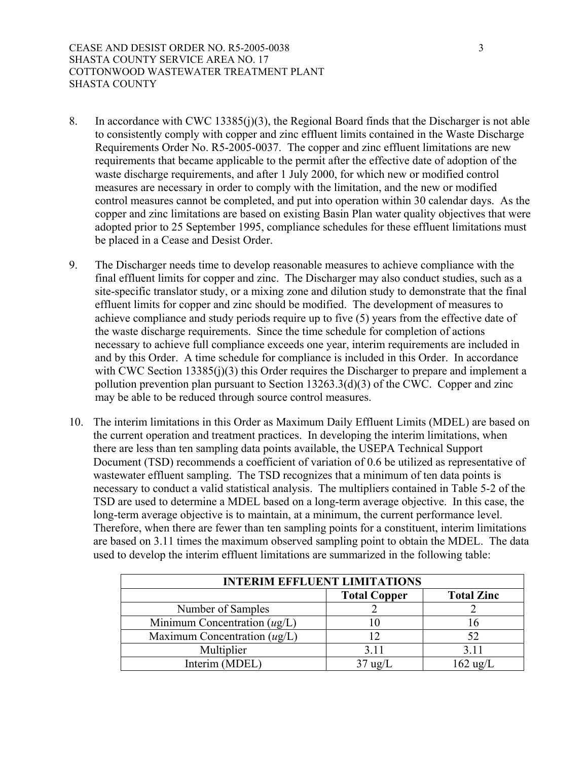8. In accordance with CWC 13385(j)(3), the Regional Board finds that the Discharger is not able to consistently comply with copper and zinc effluent limits contained in the Waste Discharge Requirements Order No. R5-2005-0037. The copper and zinc effluent limitations are new requirements that became applicable to the permit after the effective date of adoption of the waste discharge requirements, and after 1 July 2000, for which new or modified control measures are necessary in order to comply with the limitation, and the new or modified control measures cannot be completed, and put into operation within 30 calendar days. As the copper and zinc limitations are based on existing Basin Plan water quality objectives that were adopted prior to 25 September 1995, compliance schedules for these effluent limitations must be placed in a Cease and Desist Order.

9. The Discharger needs time to develop reasonable measures to achieve compliance with the final effluent limits for copper and zinc. The Discharger may also conduct studies, such as a site-specific translator study, or a mixing zone and dilution study to demonstrate that the final effluent limits for copper and zinc should be modified. The development of measures to achieve compliance and study periods require up to five (5) years from the effective date of the waste discharge requirements. Since the time schedule for completion of actions necessary to achieve full compliance exceeds one year, interim requirements are included in and by this Order. A time schedule for compliance is included in this Order. In accordance with CWC Section 13385(j)(3) this Order requires the Discharger to prepare and implement a pollution prevention plan pursuant to Section 13263.3(d)(3) of the CWC. Copper and zinc may be able to be reduced through source control measures.

10. The interim limitations in this Order as Maximum Daily Effluent Limits (MDEL) are based on the current operation and treatment practices. In developing the interim limitations, when there are less than ten sampling data points available, the USEPA Technical Support Document (TSD) recommends a coefficient of variation of 0.6 be utilized as representative of wastewater effluent sampling. The TSD recognizes that a minimum of ten data points is necessary to conduct a valid statistical analysis. The multipliers contained in Table 5-2 of the TSD are used to determine a MDEL based on a long-term average objective. In this case, the long-term average objective is to maintain, at a minimum, the current performance level. Therefore, when there are fewer than ten sampling points for a constituent, interim limitations are based on 3.11 times the maximum observed sampling point to obtain the MDEL. The data used to develop the interim effluent limitations are summarized in the following table:

| INTERIM EFFLUENT LIMITATIONS | | |
|---|---|---|
| | **Total Copper** | **Total Zinc** |
| Number of Samples | 2 | 2 |
| Minimum Concentration (*u*g/L) | 10 | 16 |
| Maximum Concentration (*u*g/L) | 12 | 52 |
| Multiplier | 3.11 | 3.11 |
| Interim (MDEL) | 37 ug/L | 162 ug/L |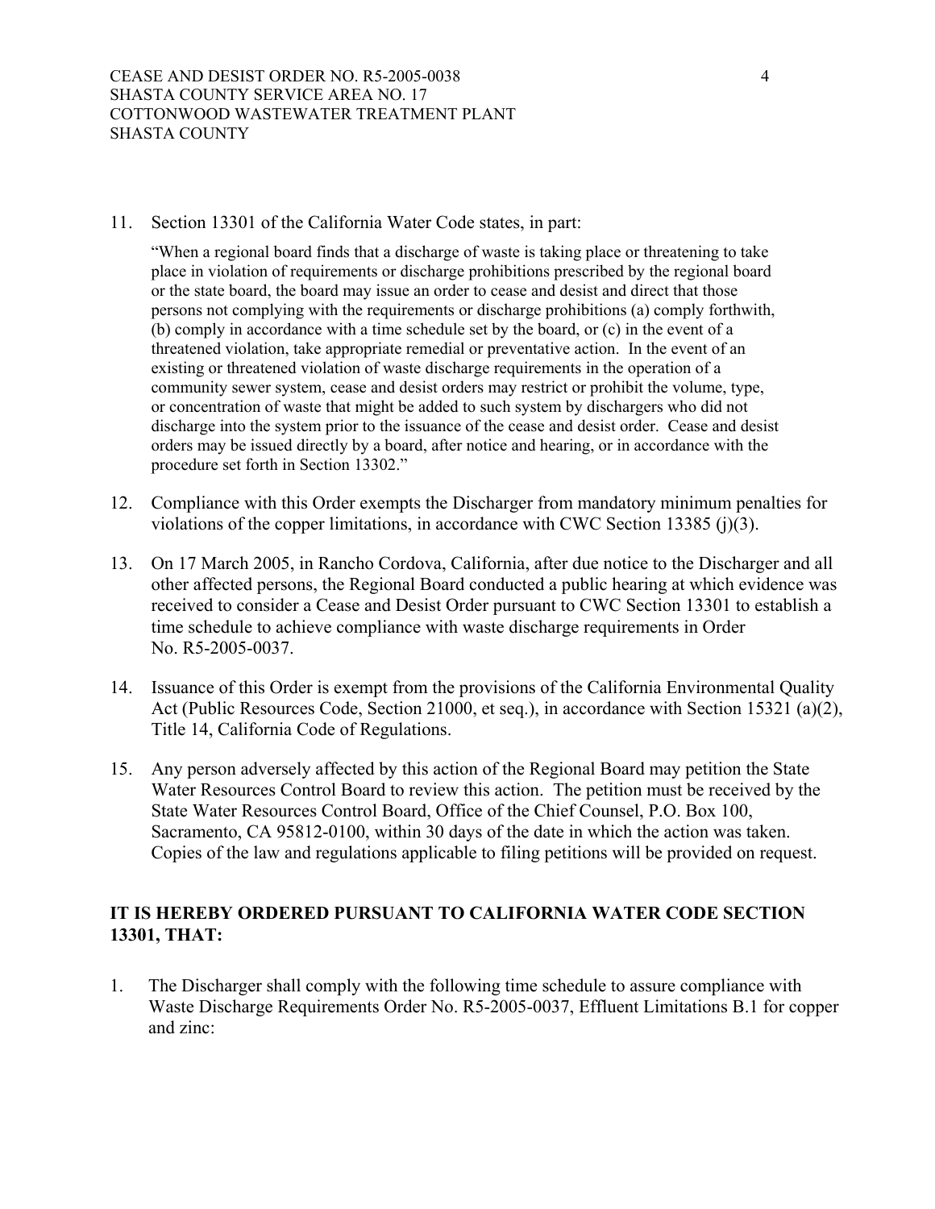11. Section 13301 of the California Water Code states, in part:

 "When a regional board finds that a discharge of waste is taking place or threatening to take place in violation of requirements or discharge prohibitions prescribed by the regional board or the state board, the board may issue an order to cease and desist and direct that those persons not complying with the requirements or discharge prohibitions (a) comply forthwith, (b) comply in accordance with a time schedule set by the board, or (c) in the event of a threatened violation, take appropriate remedial or preventative action. In the event of an existing or threatened violation of waste discharge requirements in the operation of a community sewer system, cease and desist orders may restrict or prohibit the volume, type, or concentration of waste that might be added to such system by dischargers who did not discharge into the system prior to the issuance of the cease and desist order. Cease and desist orders may be issued directly by a board, after notice and hearing, or in accordance with the procedure set forth in Section 13302."

12. Compliance with this Order exempts the Discharger from mandatory minimum penalties for violations of the copper limitations, in accordance with CWC Section 13385 (j)(3).

13. On 17 March 2005, in Rancho Cordova, California, after due notice to the Discharger and all other affected persons, the Regional Board conducted a public hearing at which evidence was received to consider a Cease and Desist Order pursuant to CWC Section 13301 to establish a time schedule to achieve compliance with waste discharge requirements in Order No. R5-2005-0037.

14. Issuance of this Order is exempt from the provisions of the California Environmental Quality Act (Public Resources Code, Section 21000, et seq.), in accordance with Section 15321 (a)(2), Title 14, California Code of Regulations.

15. Any person adversely affected by this action of the Regional Board may petition the State Water Resources Control Board to review this action. The petition must be received by the State Water Resources Control Board, Office of the Chief Counsel, P.O. Box 100, Sacramento, CA 95812-0100, within 30 days of the date in which the action was taken. Copies of the law and regulations applicable to filing petitions will be provided on request.

**IT IS HEREBY ORDERED PURSUANT TO CALIFORNIA WATER CODE SECTION 13301, THAT:**

1. The Discharger shall comply with the following time schedule to assure compliance with Waste Discharge Requirements Order No. R5-2005-0037, Effluent Limitations B.1 for copper and zinc: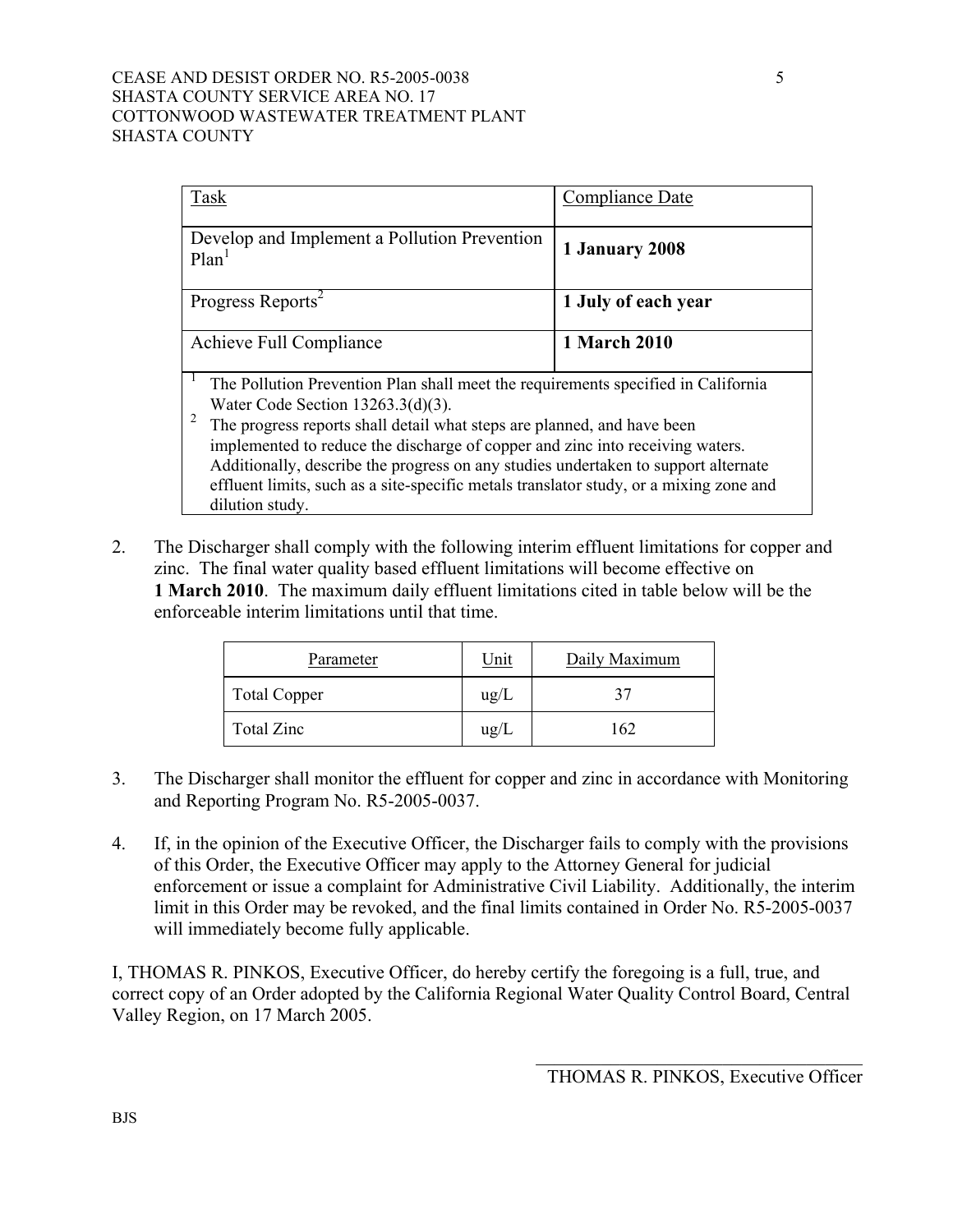| Task | Compliance Date |
| --- | --- |
| Develop and Implement a Pollution Prevention Plan[1] | **1 January 2008** |
| Progress Reports[2] | **1 July of each year** |
| Achieve Full Compliance | **1 March 2010** |

[1] The Pollution Prevention Plan shall meet the requirements specified in California Water Code Section 13263.3(d)(3).

[2] The progress reports shall detail what steps are planned, and have been implemented to reduce the discharge of copper and zinc into receiving waters. Additionally, describe the progress on any studies undertaken to support alternate effluent limits, such as a site-specific metals translator study, or a mixing zone and dilution study.

2. The Discharger shall comply with the following interim effluent limitations for copper and zinc. The final water quality based effluent limitations will become effective on **1 March 2010**. The maximum daily effluent limitations cited in table below will be the enforceable interim limitations until that time.

| Parameter | Unit | Daily Maximum |
| --- | --- | --- |
| Total Copper | ug/L | 37 |
| Total Zinc | ug/L | 162 |

3. The Discharger shall monitor the effluent for copper and zinc in accordance with Monitoring and Reporting Program No. R5-2005-0037.

4. If, in the opinion of the Executive Officer, the Discharger fails to comply with the provisions of this Order, the Executive Officer may apply to the Attorney General for judicial enforcement or issue a complaint for Administrative Civil Liability. Additionally, the interim limit in this Order may be revoked, and the final limits contained in Order No. R5-2005-0037 will immediately become fully applicable.

I, THOMAS R. PINKOS, Executive Officer, do hereby certify the foregoing is a full, true, and correct copy of an Order adopted by the California Regional Water Quality Control Board, Central Valley Region, on 17 March 2005.

THOMAS R. PINKOS, Executive Officer

BJS